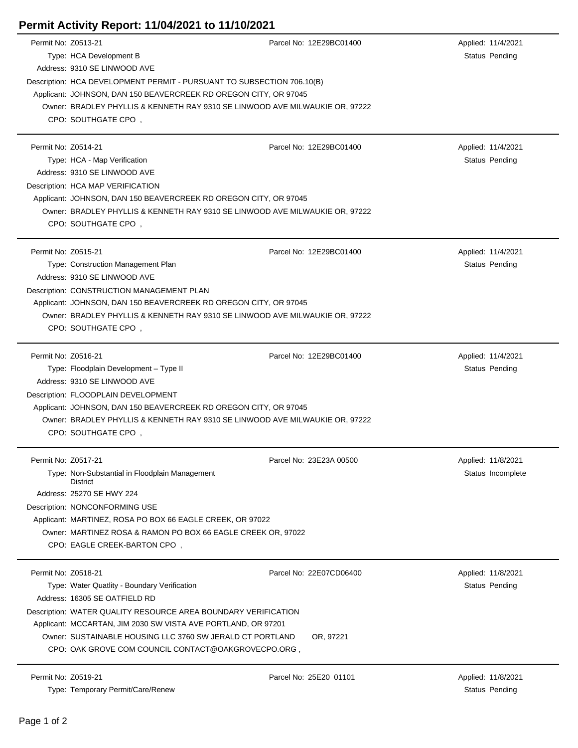# Permit Activity Report: 11/04/2021 to 11/10/2021

Permit No: Z0513-21 Parcel No: 12E29BC01400 Applied: 11/4/2021
Type: HCA Development B Status Pending
Address: 9310 SE LINWOOD AVE
Description: HCA DEVELOPMENT PERMIT - PURSUANT TO SUBSECTION 706.10(B)
Applicant: JOHNSON, DAN 150 BEAVERCREEK RD OREGON CITY, OR 97045
Owner: BRADLEY PHYLLIS & KENNETH RAY 9310 SE LINWOOD AVE MILWAUKIE OR, 97222
CPO: SOUTHGATE CPO ,

---

Permit No: Z0514-21 Parcel No: 12E29BC01400 Applied: 11/4/2021
Type: HCA - Map Verification Status Pending
Address: 9310 SE LINWOOD AVE
Description: HCA MAP VERIFICATION
Applicant: JOHNSON, DAN 150 BEAVERCREEK RD OREGON CITY, OR 97045
Owner: BRADLEY PHYLLIS & KENNETH RAY 9310 SE LINWOOD AVE MILWAUKIE OR, 97222
CPO: SOUTHGATE CPO ,

---

Permit No: Z0515-21 Parcel No: 12E29BC01400 Applied: 11/4/2021
Type: Construction Management Plan Status Pending
Address: 9310 SE LINWOOD AVE
Description: CONSTRUCTION MANAGEMENT PLAN
Applicant: JOHNSON, DAN 150 BEAVERCREEK RD OREGON CITY, OR 97045
Owner: BRADLEY PHYLLIS & KENNETH RAY 9310 SE LINWOOD AVE MILWAUKIE OR, 97222
CPO: SOUTHGATE CPO ,

---

Permit No: Z0516-21 Parcel No: 12E29BC01400 Applied: 11/4/2021
Type: Floodplain Development – Type II Status Pending
Address: 9310 SE LINWOOD AVE
Description: FLOODPLAIN DEVELOPMENT
Applicant: JOHNSON, DAN 150 BEAVERCREEK RD OREGON CITY, OR 97045
Owner: BRADLEY PHYLLIS & KENNETH RAY 9310 SE LINWOOD AVE MILWAUKIE OR, 97222
CPO: SOUTHGATE CPO ,

---

Permit No: Z0517-21 Parcel No: 23E23A 00500 Applied: 11/8/2021
Type: Non-Substantial in Floodplain Management District Status Incomplete
Address: 25270 SE HWY 224
Description: NONCONFORMING USE
Applicant: MARTINEZ, ROSA PO BOX 66 EAGLE CREEK, OR 97022
Owner: MARTINEZ ROSA & RAMON PO BOX 66 EAGLE CREEK OR, 97022
CPO: EAGLE CREEK-BARTON CPO ,

---

Permit No: Z0518-21 Parcel No: 22E07CD06400 Applied: 11/8/2021
Type: Water Quatlity - Boundary Verification Status Pending
Address: 16305 SE OATFIELD RD
Description: WATER QUALITY RESOURCE AREA BOUNDARY VERIFICATION
Applicant: MCCARTAN, JIM 2030 SW VISTA AVE PORTLAND, OR 97201
Owner: SUSTAINABLE HOUSING LLC 3760 SW JERALD CT PORTLAND OR, 97221
CPO: OAK GROVE COM COUNCIL CONTACT@OAKGROVECPO.ORG ,

---

Permit No: Z0519-21 Parcel No: 25E20 01101 Applied: 11/8/2021
Type: Temporary Permit/Care/Renew Status Pending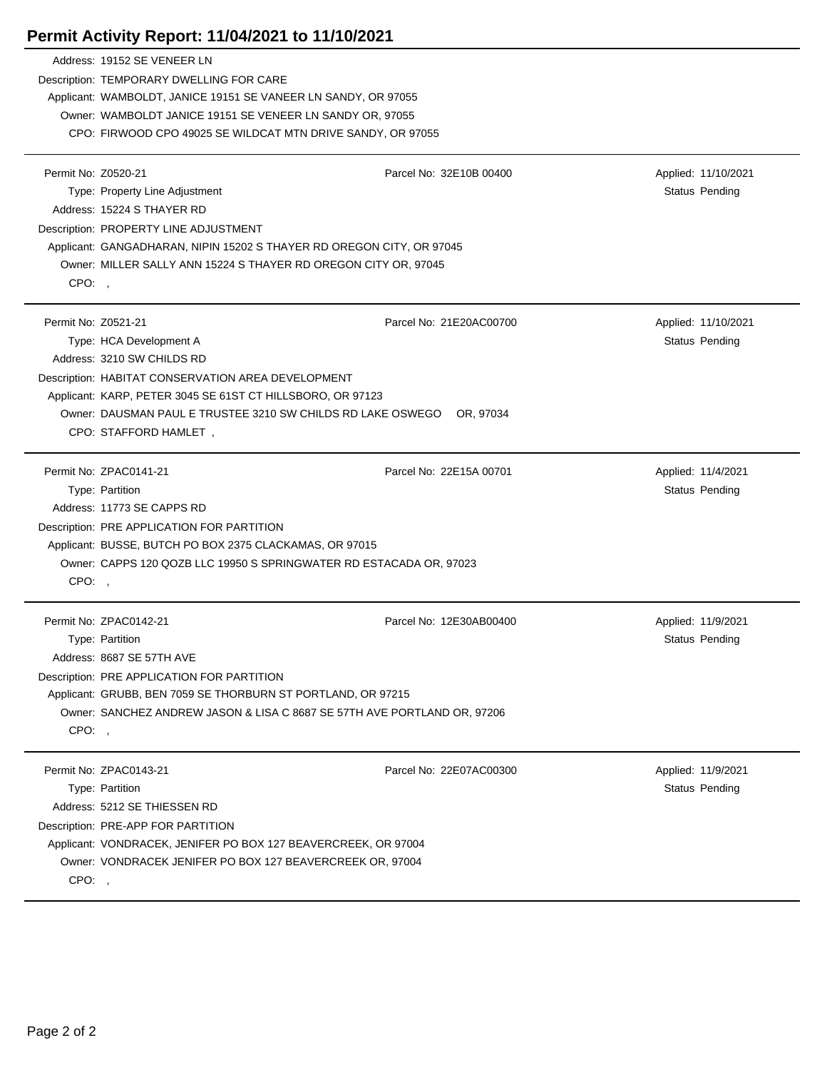# Permit Activity Report: 11/04/2021 to 11/10/2021

Address: 19152 SE VENEER LN
Description: TEMPORARY DWELLING FOR CARE
Applicant: WAMBOLDT, JANICE 19151 SE VANEER LN SANDY, OR 97055
Owner: WAMBOLDT JANICE 19151 SE VENEER LN SANDY OR, 97055
CPO: FIRWOOD CPO 49025 SE WILDCAT MTN DRIVE SANDY, OR 97055

---

Permit No: Z0520-21 | Parcel No: 32E10B 00400 | Applied: 11/10/2021
Type: Property Line Adjustment | Status Pending
Address: 15224 S THAYER RD
Description: PROPERTY LINE ADJUSTMENT
Applicant: GANGADHARAN, NIPIN 15202 S THAYER RD OREGON CITY, OR 97045
Owner: MILLER SALLY ANN 15224 S THAYER RD OREGON CITY OR, 97045
CPO: ,

---

Permit No: Z0521-21 | Parcel No: 21E20AC00700 | Applied: 11/10/2021
Type: HCA Development A | Status Pending
Address: 3210 SW CHILDS RD
Description: HABITAT CONSERVATION AREA DEVELOPMENT
Applicant: KARP, PETER 3045 SE 61ST CT HILLSBORO, OR 97123
Owner: DAUSMAN PAUL E TRUSTEE 3210 SW CHILDS RD LAKE OSWEGO OR, 97034
CPO: STAFFORD HAMLET ,

---

Permit No: ZPAC0141-21 | Parcel No: 22E15A 00701 | Applied: 11/4/2021
Type: Partition | Status Pending
Address: 11773 SE CAPPS RD
Description: PRE APPLICATION FOR PARTITION
Applicant: BUSSE, BUTCH PO BOX 2375 CLACKAMAS, OR 97015
Owner: CAPPS 120 QOZB LLC 19950 S SPRINGWATER RD ESTACADA OR, 97023
CPO: ,

---

Permit No: ZPAC0142-21 | Parcel No: 12E30AB00400 | Applied: 11/9/2021
Type: Partition | Status Pending
Address: 8687 SE 57TH AVE
Description: PRE APPLICATION FOR PARTITION
Applicant: GRUBB, BEN 7059 SE THORBURN ST PORTLAND, OR 97215
Owner: SANCHEZ ANDREW JASON & LISA C 8687 SE 57TH AVE PORTLAND OR, 97206
CPO: ,

---

Permit No: ZPAC0143-21 | Parcel No: 22E07AC00300 | Applied: 11/9/2021
Type: Partition | Status Pending
Address: 5212 SE THIESSEN RD
Description: PRE-APP FOR PARTITION
Applicant: VONDRACEK, JENIFER PO BOX 127 BEAVERCREEK, OR 97004
Owner: VONDRACEK JENIFER PO BOX 127 BEAVERCREEK OR, 97004
CPO: ,